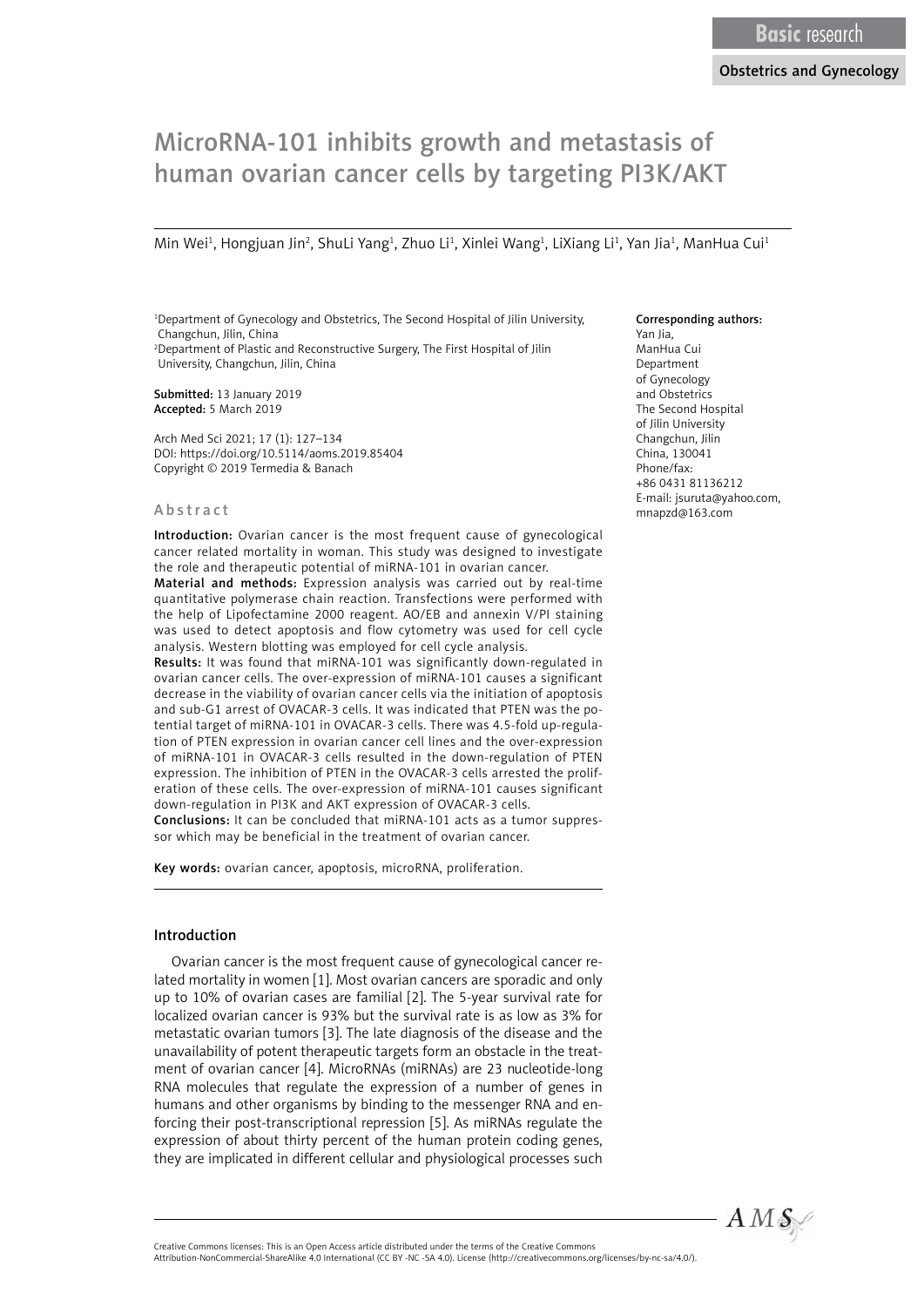Basic research

Obstetrics and Gynecology

# MicroRNA-101 inhibits growth and metastasis of human ovarian cancer cells by targeting PI3K/AKT

Min Wei[1], Hongjuan Jin[2], ShuLi Yang[1], Zhuo Li[1], Xinlei Wang[1], LiXiang Li[1], Yan Jia[1], ManHua Cui[1]

[1]Department of Gynecology and Obstetrics, The Second Hospital of Jilin University, Changchun, Jilin, China
[2]Department of Plastic and Reconstructive Surgery, The First Hospital of Jilin University, Changchun, Jilin, China

**Submitted:** 13 January 2019
**Accepted:** 5 March 2019

Arch Med Sci 2021; 17 (1): 127–134
DOI: https://doi.org/10.5114/aoms.2019.85404
Copyright © 2019 Termedia & Banach

**Corresponding authors:**
Yan Jia,
ManHua Cui
Department
of Gynecology
and Obstetrics
The Second Hospital
of Jilin University
Changchun, Jilin
China, 130041
Phone/fax:
+86 0431 81136212
E-mail: jsuruta@yahoo.com,
mnapzd@163.com

## Abstract

**Introduction:** Ovarian cancer is the most frequent cause of gynecological cancer related mortality in woman. This study was designed to investigate the role and therapeutic potential of miRNA-101 in ovarian cancer.

**Material and methods:** Expression analysis was carried out by real-time quantitative polymerase chain reaction. Transfections were performed with the help of Lipofectamine 2000 reagent. AO/EB and annexin V/PI staining was used to detect apoptosis and flow cytometry was used for cell cycle analysis. Western blotting was employed for cell cycle analysis.

**Results:** It was found that miRNA-101 was significantly down-regulated in ovarian cancer cells. The over-expression of miRNA-101 causes a significant decrease in the viability of ovarian cancer cells via the initiation of apoptosis and sub-G1 arrest of OVACAR-3 cells. It was indicated that PTEN was the potential target of miRNA-101 in OVACAR-3 cells. There was 4.5-fold up-regulation of PTEN expression in ovarian cancer cell lines and the over-expression of miRNA-101 in OVACAR-3 cells resulted in the down-regulation of PTEN expression. The inhibition of PTEN in the OVACAR-3 cells arrested the proliferation of these cells. The over-expression of miRNA-101 causes significant down-regulation in PI3K and AKT expression of OVACAR-3 cells.

**Conclusions:** It can be concluded that miRNA-101 acts as a tumor suppressor which may be beneficial in the treatment of ovarian cancer.

**Key words:** ovarian cancer, apoptosis, microRNA, proliferation.

## Introduction

Ovarian cancer is the most frequent cause of gynecological cancer related mortality in women [1]. Most ovarian cancers are sporadic and only up to 10% of ovarian cases are familial [2]. The 5-year survival rate for localized ovarian cancer is 93% but the survival rate is as low as 3% for metastatic ovarian tumors [3]. The late diagnosis of the disease and the unavailability of potent therapeutic targets form an obstacle in the treatment of ovarian cancer [4]. MicroRNAs (miRNAs) are 23 nucleotide-long RNA molecules that regulate the expression of a number of genes in humans and other organisms by binding to the messenger RNA and enforcing their post-transcriptional repression [5]. As miRNAs regulate the expression of about thirty percent of the human protein coding genes, they are implicated in different cellular and physiological processes such

Creative Commons licenses: This is an Open Access article distributed under the terms of the Creative Commons Attribution-NonCommercial-ShareAlike 4.0 International (CC BY -NC -SA 4.0). License (http://creativecommons.org/licenses/by-nc-sa/4.0/).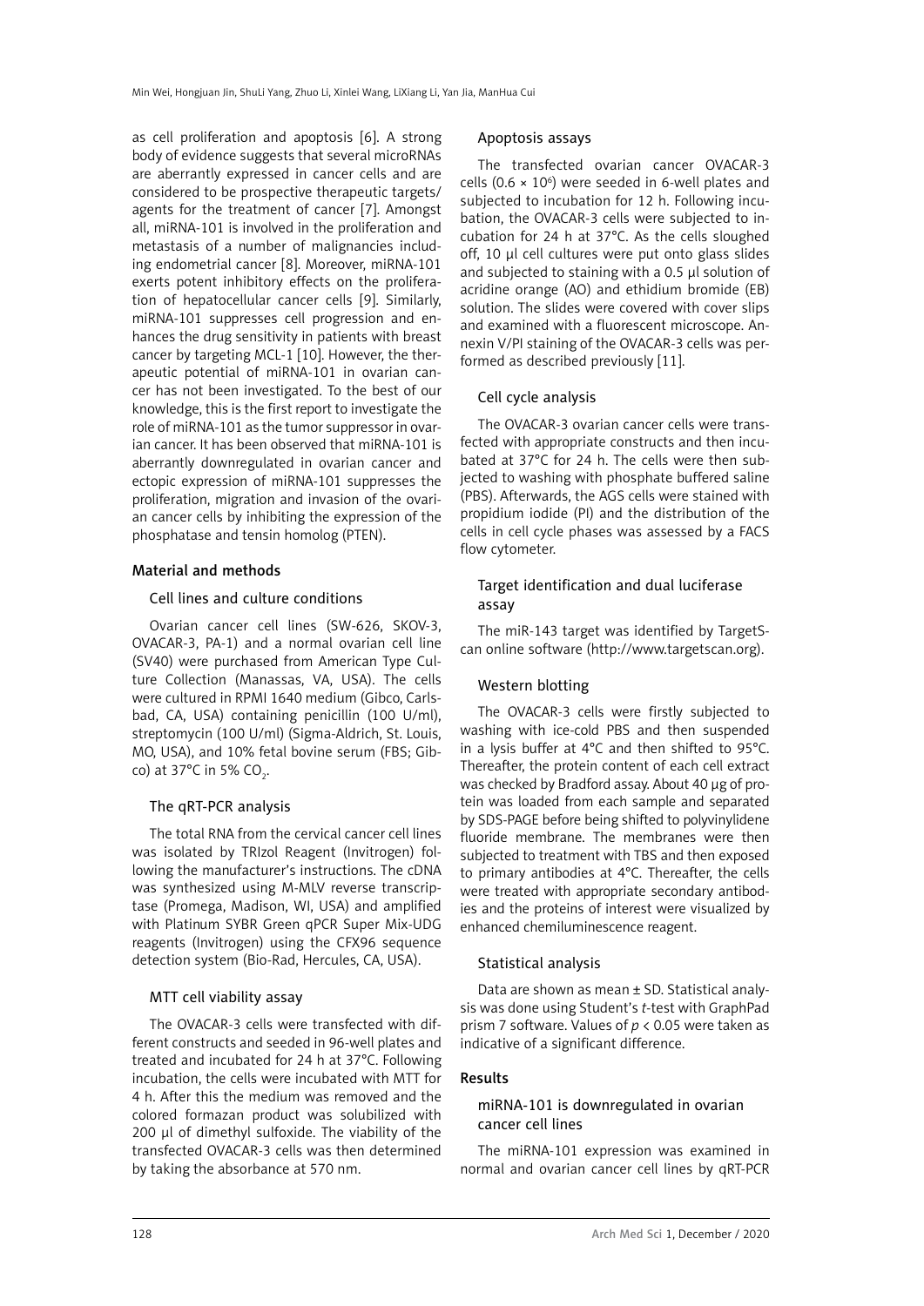as cell proliferation and apoptosis [6]. A strong body of evidence suggests that several microRNAs are aberrantly expressed in cancer cells and are considered to be prospective therapeutic targets/agents for the treatment of cancer [7]. Amongst all, miRNA-101 is involved in the proliferation and metastasis of a number of malignancies including endometrial cancer [8]. Moreover, miRNA-101 exerts potent inhibitory effects on the proliferation of hepatocellular cancer cells [9]. Similarly, miRNA-101 suppresses cell progression and enhances the drug sensitivity in patients with breast cancer by targeting MCL-1 [10]. However, the therapeutic potential of miRNA-101 in ovarian cancer has not been investigated. To the best of our knowledge, this is the first report to investigate the role of miRNA-101 as the tumor suppressor in ovarian cancer. It has been observed that miRNA-101 is aberrantly downregulated in ovarian cancer and ectopic expression of miRNA-101 suppresses the proliferation, migration and invasion of the ovarian cancer cells by inhibiting the expression of the phosphatase and tensin homolog (PTEN).

## Material and methods

### Cell lines and culture conditions

Ovarian cancer cell lines (SW-626, SKOV-3, OVACAR-3, PA-1) and a normal ovarian cell line (SV40) were purchased from American Type Culture Collection (Manassas, VA, USA). The cells were cultured in RPMI 1640 medium (Gibco, Carlsbad, CA, USA) containing penicillin (100 U/ml), streptomycin (100 U/ml) (Sigma-Aldrich, St. Louis, MO, USA), and 10% fetal bovine serum (FBS; Gibco) at 37°C in 5% $CO_2$.

### The qRT-PCR analysis

The total RNA from the cervical cancer cell lines was isolated by TRIzol Reagent (Invitrogen) following the manufacturer's instructions. The cDNA was synthesized using M-MLV reverse transcriptase (Promega, Madison, WI, USA) and amplified with Platinum SYBR Green qPCR Super Mix-UDG reagents (Invitrogen) using the CFX96 sequence detection system (Bio-Rad, Hercules, CA, USA).

### MTT cell viability assay

The OVACAR-3 cells were transfected with different constructs and seeded in 96-well plates and treated and incubated for 24 h at 37°C. Following incubation, the cells were incubated with MTT for 4 h. After this the medium was removed and the colored formazan product was solubilized with 200 µl of dimethyl sulfoxide. The viability of the transfected OVACAR-3 cells was then determined by taking the absorbance at 570 nm.

### Apoptosis assays

The transfected ovarian cancer OVACAR-3 cells ($0.6 \times 10^6$) were seeded in 6-well plates and subjected to incubation for 12 h. Following incubation, the OVACAR-3 cells were subjected to incubation for 24 h at 37°C. As the cells sloughed off, 10 µl cell cultures were put onto glass slides and subjected to staining with a 0.5 µl solution of acridine orange (AO) and ethidium bromide (EB) solution. The slides were covered with cover slips and examined with a fluorescent microscope. Annexin V/PI staining of the OVACAR-3 cells was performed as described previously [11].

### Cell cycle analysis

The OVACAR-3 ovarian cancer cells were transfected with appropriate constructs and then incubated at 37°C for 24 h. The cells were then subjected to washing with phosphate buffered saline (PBS). Afterwards, the AGS cells were stained with propidium iodide (PI) and the distribution of the cells in cell cycle phases was assessed by a FACS flow cytometer.

### Target identification and dual luciferase assay

The miR-143 target was identified by TargetScan online software (http://www.targetscan.org).

### Western blotting

The OVACAR-3 cells were firstly subjected to washing with ice-cold PBS and then suspended in a lysis buffer at 4°C and then shifted to 95°C. Thereafter, the protein content of each cell extract was checked by Bradford assay. About 40 µg of protein was loaded from each sample and separated by SDS-PAGE before being shifted to polyvinylidene fluoride membrane. The membranes were then subjected to treatment with TBS and then exposed to primary antibodies at 4°C. Thereafter, the cells were treated with appropriate secondary antibodies and the proteins of interest were visualized by enhanced chemiluminescence reagent.

### Statistical analysis

Data are shown as mean ± SD. Statistical analysis was done using Student's *t*-test with GraphPad prism 7 software. Values of $p < 0.05$ were taken as indicative of a significant difference.

## Results

### miRNA-101 is downregulated in ovarian cancer cell lines

The miRNA-101 expression was examined in normal and ovarian cancer cell lines by qRT-PCR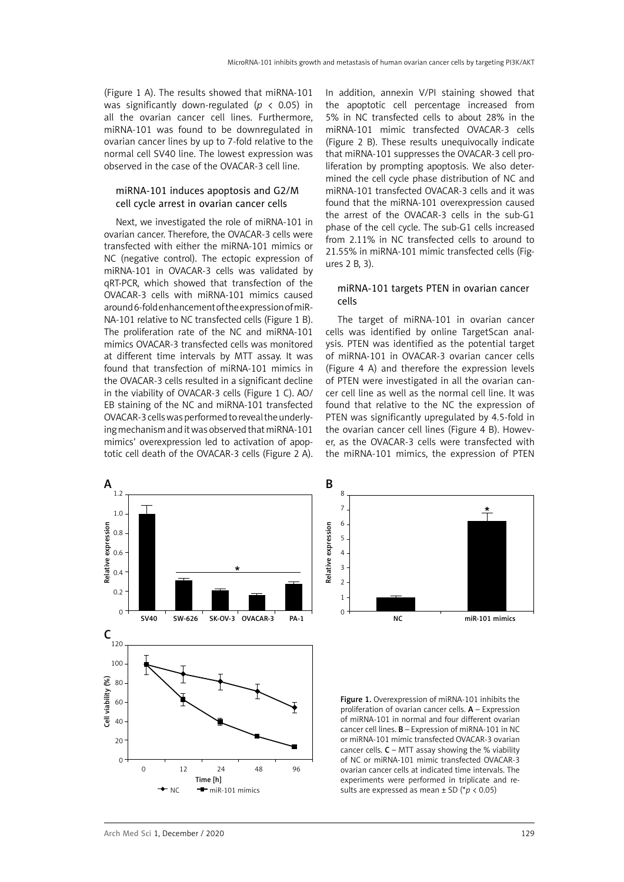(Figure 1 A). The results showed that miRNA-101 was significantly down-regulated ($p < 0.05$) in all the ovarian cancer cell lines. Furthermore, miRNA-101 was found to be downregulated in ovarian cancer lines by up to 7-fold relative to the normal cell SV40 line. The lowest expression was observed in the case of the OVACAR-3 cell line.

### miRNA-101 induces apoptosis and G2/M cell cycle arrest in ovarian cancer cells

Next, we investigated the role of miRNA-101 in ovarian cancer. Therefore, the OVACAR-3 cells were transfected with either the miRNA-101 mimics or NC (negative control). The ectopic expression of miRNA-101 in OVACAR-3 cells was validated by qRT-PCR, which showed that transfection of the OVACAR-3 cells with miRNA-101 mimics caused around 6-fold enhancement of the expression of miRNA-101 relative to NC transfected cells (Figure 1 B). The proliferation rate of the NC and miRNA-101 mimics OVACAR-3 transfected cells was monitored at different time intervals by MTT assay. It was found that transfection of miRNA-101 mimics in the OVACAR-3 cells resulted in a significant decline in the viability of OVACAR-3 cells (Figure 1 C). AO/EB staining of the NC and miRNA-101 transfected OVACAR-3 cells was performed to reveal the underlying mechanism and it was observed that miRNA-101 mimics' overexpression led to activation of apoptotic cell death of the OVACAR-3 cells (Figure 2 A). In addition, annexin V/PI staining showed that the apoptotic cell percentage increased from 5% in NC transfected cells to about 28% in the miRNA-101 mimic transfected OVACAR-3 cells (Figure 2 B). These results unequivocally indicate that miRNA-101 suppresses the OVACAR-3 cell proliferation by prompting apoptosis. We also determined the cell cycle phase distribution of NC and miRNA-101 transfected OVACAR-3 cells and it was found that the miRNA-101 overexpression caused the arrest of the OVACAR-3 cells in the sub-G1 phase of the cell cycle. The sub-G1 cells increased from 2.11% in NC transfected cells to around to 21.55% in miRNA-101 mimic transfected cells (Figures 2 B, 3).

### miRNA-101 targets PTEN in ovarian cancer cells

The target of miRNA-101 in ovarian cancer cells was identified by online TargetScan analysis. PTEN was identified as the potential target of miRNA-101 in OVACAR-3 ovarian cancer cells (Figure 4 A) and therefore the expression levels of PTEN were investigated in all the ovarian cancer cell line as well as the normal cell line. It was found that relative to the NC the expression of PTEN was significantly upregulated by 4.5-fold in the ovarian cancer cell lines (Figure 4 B). However, as the OVACAR-3 cells were transfected with the miRNA-101 mimics, the expression of PTEN

**Figure 1.** Overexpression of miRNA-101 inhibits the proliferation of ovarian cancer cells. **A** – Expression of miRNA-101 in normal and four different ovarian cancer cell lines. **B** – Expression of miRNA-101 in NC or miRNA-101 mimic transfected OVACAR-3 ovarian cancer cells. **C** – MTT assay showing the % viability of NC or miRNA-101 mimic transfected OVACAR-3 ovarian cancer cells at indicated time intervals. The experiments were performed in triplicate and results are expressed as mean ± SD (*$p < 0.05$)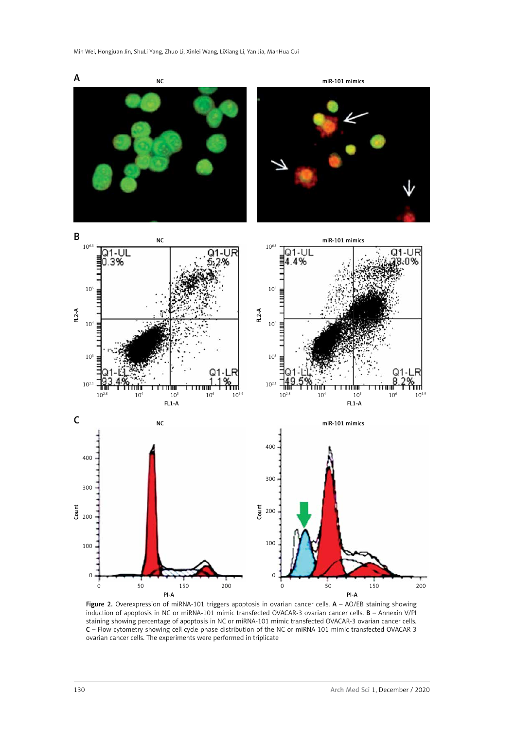Figure 2. Overexpression of miRNA-101 triggers apoptosis in ovarian cancer cells. A – AO/EB staining showing induction of apoptosis in NC or miRNA-101 mimic transfected OVACAR-3 ovarian cancer cells. B – Annexin V/PI staining showing percentage of apoptosis in NC or miRNA-101 mimic transfected OVACAR-3 ovarian cancer cells. C – Flow cytometry showing cell cycle phase distribution of the NC or miRNA-101 mimic transfected OVACAR-3 ovarian cancer cells. The experiments were performed in triplicate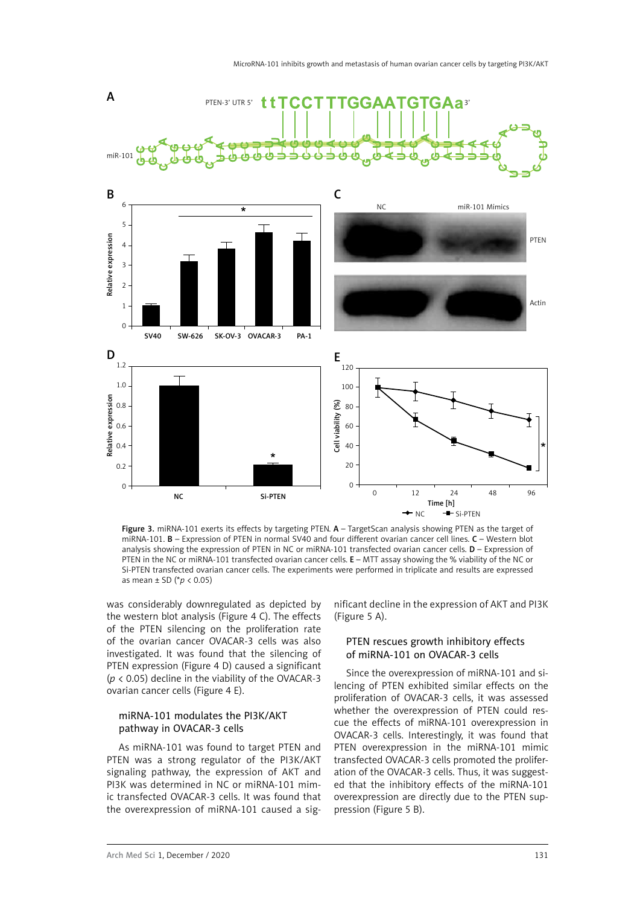**Figure 3.** miRNA-101 exerts its effects by targeting PTEN. **A** – TargetScan analysis showing PTEN as the target of miRNA-101. **B** – Expression of PTEN in normal SV40 and four different ovarian cancer cell lines. **C** – Western blot analysis showing the expression of PTEN in NC or miRNA-101 transfected ovarian cancer cells. **D** – Expression of PTEN in the NC or miRNA-101 transfected ovarian cancer cells. **E** – MTT assay showing the % viability of the NC or Si-PTEN transfected ovarian cancer cells. The experiments were performed in triplicate and results are expressed as mean ± SD (\**p* < 0.05)

was considerably downregulated as depicted by the western blot analysis (Figure 4 C). The effects of the PTEN silencing on the proliferation rate of the ovarian cancer OVACAR-3 cells was also investigated. It was found that the silencing of PTEN expression (Figure 4 D) caused a significant ($p < 0.05$) decline in the viability of the OVACAR-3 ovarian cancer cells (Figure 4 E).

### miRNA-101 modulates the PI3K/AKT pathway in OVACAR-3 cells

As miRNA-101 was found to target PTEN and PTEN was a strong regulator of the PI3K/AKT signaling pathway, the expression of AKT and PI3K was determined in NC or miRNA-101 mimic transfected OVACAR-3 cells. It was found that the overexpression of miRNA-101 caused a significant decline in the expression of AKT and PI3K (Figure 5 A).

### PTEN rescues growth inhibitory effects of miRNA-101 on OVACAR-3 cells

Since the overexpression of miRNA-101 and silencing of PTEN exhibited similar effects on the proliferation of OVACAR-3 cells, it was assessed whether the overexpression of PTEN could rescue the effects of miRNA-101 overexpression in OVACAR-3 cells. Interestingly, it was found that PTEN overexpression in the miRNA-101 mimic transfected OVACAR-3 cells promoted the proliferation of the OVACAR-3 cells. Thus, it was suggested that the inhibitory effects of the miRNA-101 overexpression are directly due to the PTEN suppression (Figure 5 B).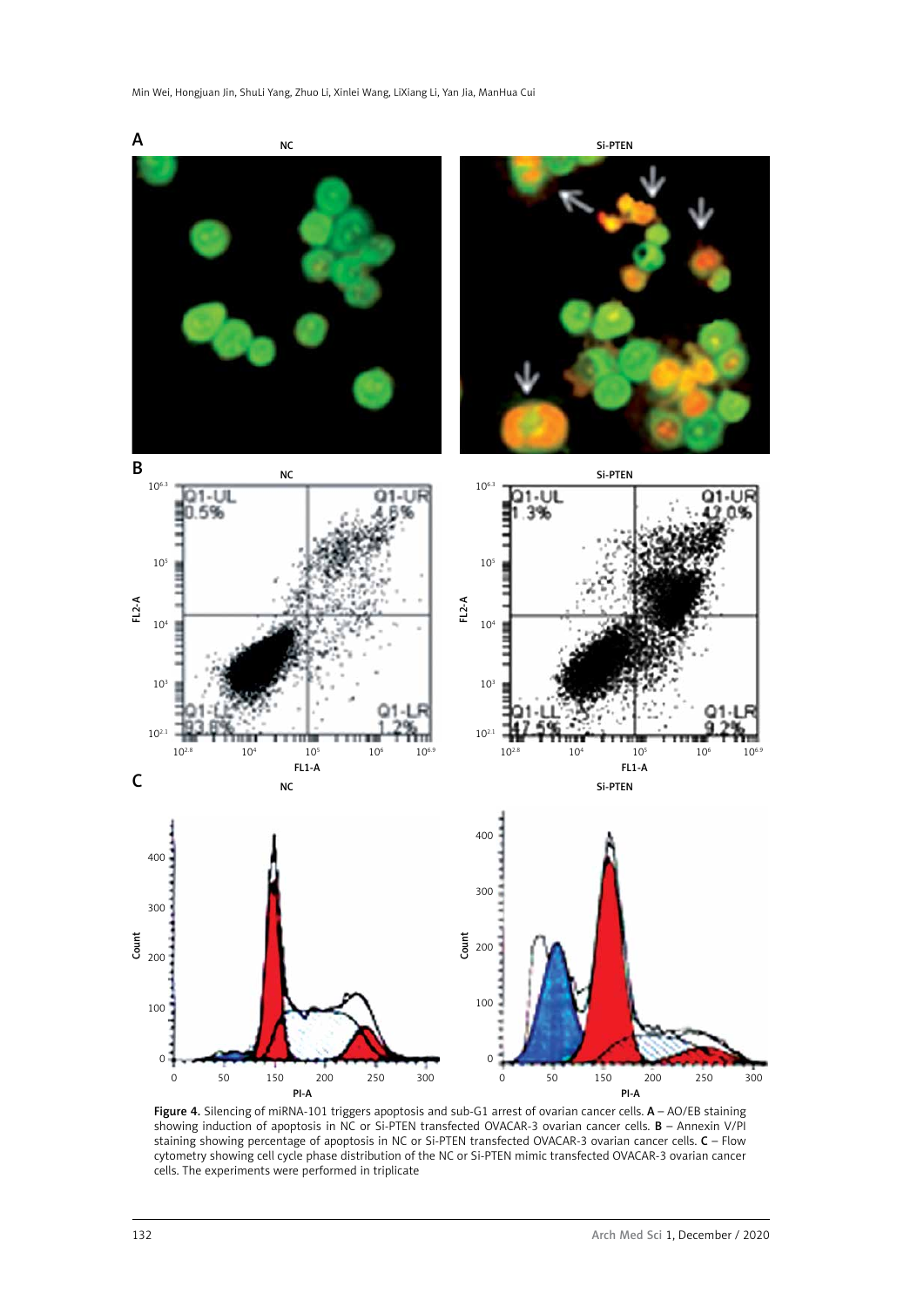Figure 4. Silencing of miRNA-101 triggers apoptosis and sub-G1 arrest of ovarian cancer cells. A – AO/EB staining showing induction of apoptosis in NC or Si-PTEN transfected OVACAR-3 ovarian cancer cells. B – Annexin V/PI staining showing percentage of apoptosis in NC or Si-PTEN transfected OVACAR-3 ovarian cancer cells. C – Flow cytometry showing cell cycle phase distribution of the NC or Si-PTEN mimic transfected OVACAR-3 ovarian cancer cells. The experiments were performed in triplicate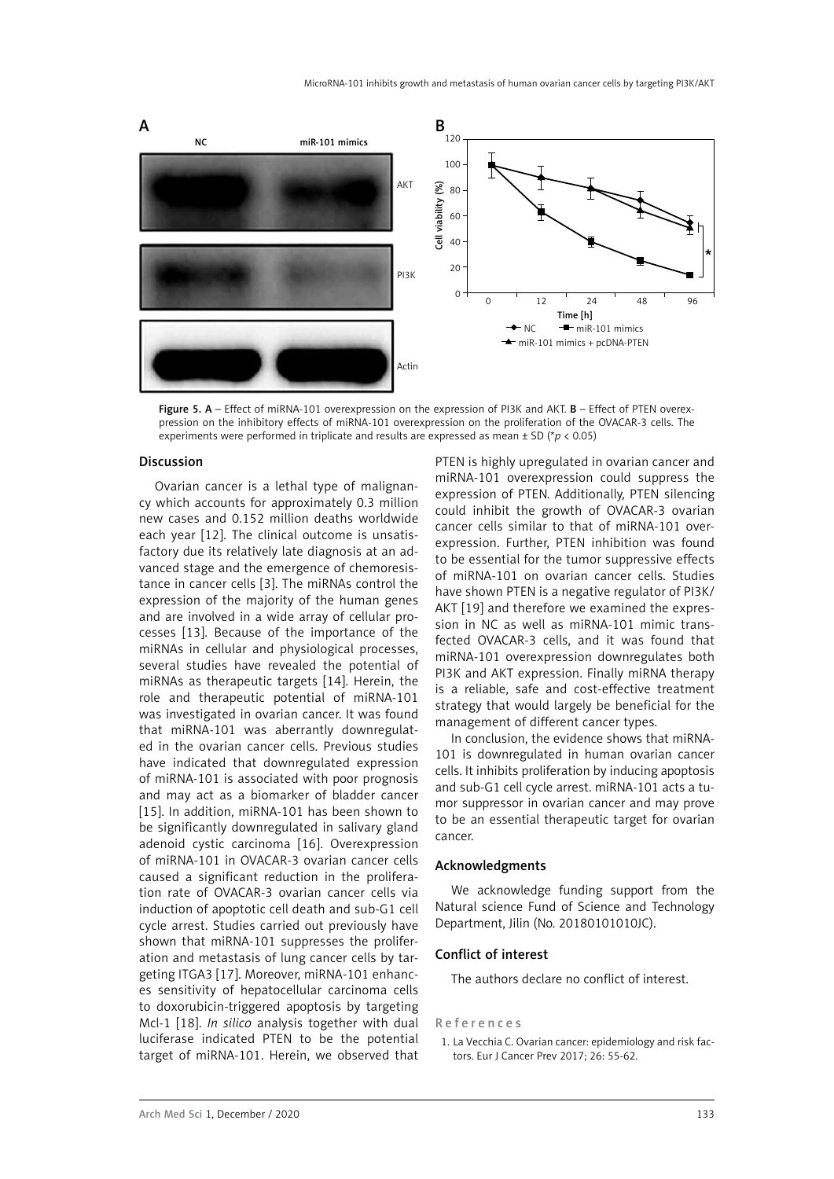Figure 5. A – Effect of miRNA-101 overexpression on the expression of PI3K and AKT. B – Effect of PTEN overexpression on the inhibitory effects of miRNA-101 overexpression on the proliferation of the OVACAR-3 cells. The experiments were performed in triplicate and results are expressed as mean ± SD (\*$p < 0.05$)

## Discussion

Ovarian cancer is a lethal type of malignancy which accounts for approximately 0.3 million new cases and 0.152 million deaths worldwide each year [12]. The clinical outcome is unsatisfactory due its relatively late diagnosis at an advanced stage and the emergence of chemoresistance in cancer cells [3]. The miRNAs control the expression of the majority of the human genes and are involved in a wide array of cellular processes [13]. Because of the importance of the miRNAs in cellular and physiological processes, several studies have revealed the potential of miRNAs as therapeutic targets [14]. Herein, the role and therapeutic potential of miRNA-101 was investigated in ovarian cancer. It was found that miRNA-101 was aberrantly downregulated in the ovarian cancer cells. Previous studies have indicated that downregulated expression of miRNA-101 is associated with poor prognosis and may act as a biomarker of bladder cancer [15]. In addition, miRNA-101 has been shown to be significantly downregulated in salivary gland adenoid cystic carcinoma [16]. Overexpression of miRNA-101 in OVACAR-3 ovarian cancer cells caused a significant reduction in the proliferation rate of OVACAR-3 ovarian cancer cells via induction of apoptotic cell death and sub-G1 cell cycle arrest. Studies carried out previously have shown that miRNA-101 suppresses the proliferation and metastasis of lung cancer cells by targeting ITGA3 [17]. Moreover, miRNA-101 enhances sensitivity of hepatocellular carcinoma cells to doxorubicin-triggered apoptosis by targeting Mcl-1 [18]. *In silico* analysis together with dual luciferase indicated PTEN to be the potential target of miRNA-101. Herein, we observed that PTEN is highly upregulated in ovarian cancer and miRNA-101 overexpression could suppress the expression of PTEN. Additionally, PTEN silencing could inhibit the growth of OVACAR-3 ovarian cancer cells similar to that of miRNA-101 overexpression. Further, PTEN inhibition was found to be essential for the tumor suppressive effects of miRNA-101 on ovarian cancer cells. Studies have shown PTEN is a negative regulator of PI3K/AKT [19] and therefore we examined the expression in NC as well as miRNA-101 mimic transfected OVACAR-3 cells, and it was found that miRNA-101 overexpression downregulates both PI3K and AKT expression. Finally miRNA therapy is a reliable, safe and cost-effective treatment strategy that would largely be beneficial for the management of different cancer types.

In conclusion, the evidence shows that miRNA-101 is downregulated in human ovarian cancer cells. It inhibits proliferation by inducing apoptosis and sub-G1 cell cycle arrest. miRNA-101 acts a tumor suppressor in ovarian cancer and may prove to be an essential therapeutic target for ovarian cancer.

## Acknowledgments

We acknowledge funding support from the Natural science Fund of Science and Technology Department, Jilin (No. 20180101010JC).

## Conflict of interest

The authors declare no conflict of interest.

## References

1. La Vecchia C. Ovarian cancer: epidemiology and risk factors. Eur J Cancer Prev 2017; 26: 55-62.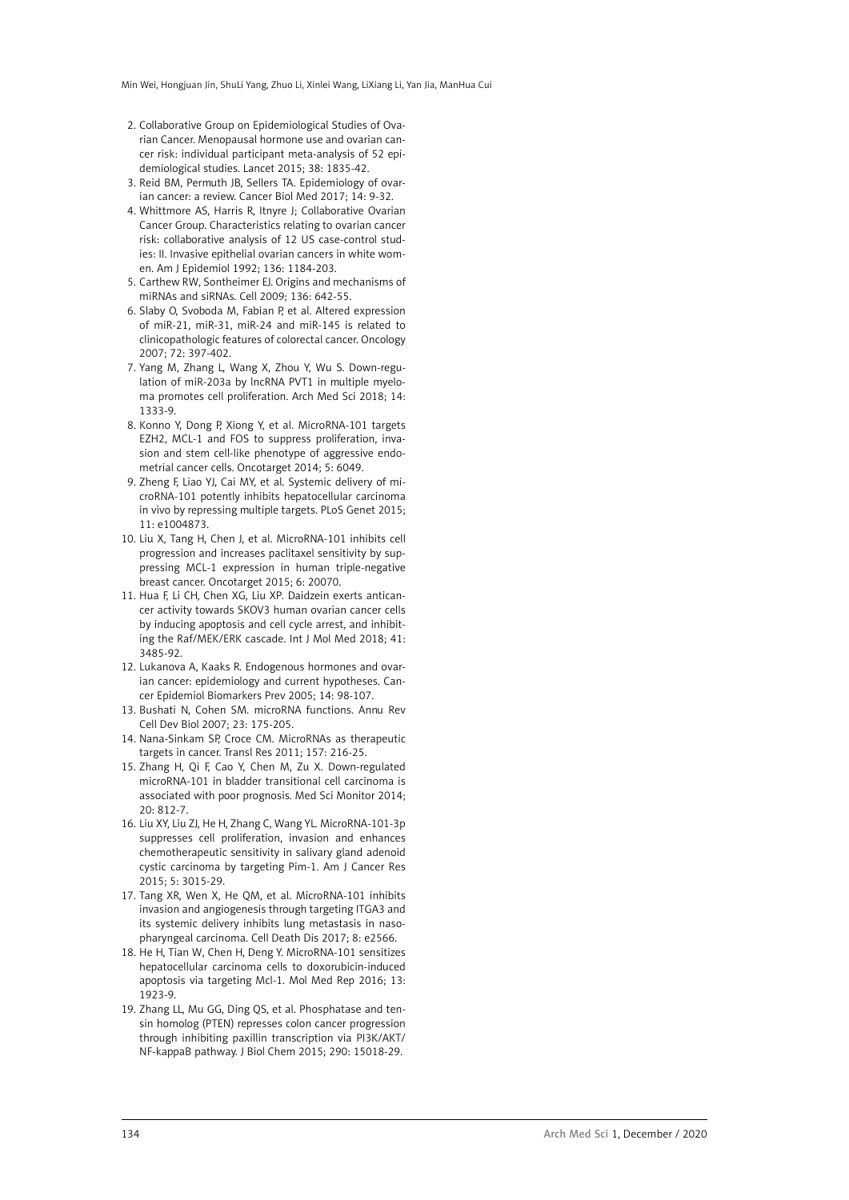2. Collaborative Group on Epidemiological Studies of Ovarian Cancer. Menopausal hormone use and ovarian cancer risk: individual participant meta-analysis of 52 epidemiological studies. Lancet 2015; 38: 1835-42.
3. Reid BM, Permuth JB, Sellers TA. Epidemiology of ovarian cancer: a review. Cancer Biol Med 2017; 14: 9-32.
4. Whittmore AS, Harris R, Itnyre J; Collaborative Ovarian Cancer Group. Characteristics relating to ovarian cancer risk: collaborative analysis of 12 US case-control studies: II. Invasive epithelial ovarian cancers in white women. Am J Epidemiol 1992; 136: 1184-203.
5. Carthew RW, Sontheimer EJ. Origins and mechanisms of miRNAs and siRNAs. Cell 2009; 136: 642-55.
6. Slaby O, Svoboda M, Fabian P, et al. Altered expression of miR-21, miR-31, miR-24 and miR-145 is related to clinicopathologic features of colorectal cancer. Oncology 2007; 72: 397-402.
7. Yang M, Zhang L, Wang X, Zhou Y, Wu S. Down-regulation of miR-203a by lncRNA PVT1 in multiple myeloma promotes cell proliferation. Arch Med Sci 2018; 14: 1333-9.
8. Konno Y, Dong P, Xiong Y, et al. MicroRNA-101 targets EZH2, MCL-1 and FOS to suppress proliferation, invasion and stem cell-like phenotype of aggressive endometrial cancer cells. Oncotarget 2014; 5: 6049.
9. Zheng F, Liao YJ, Cai MY, et al. Systemic delivery of microRNA-101 potently inhibits hepatocellular carcinoma in vivo by repressing multiple targets. PLoS Genet 2015; 11: e1004873.
10. Liu X, Tang H, Chen J, et al. MicroRNA-101 inhibits cell progression and increases paclitaxel sensitivity by suppressing MCL-1 expression in human triple-negative breast cancer. Oncotarget 2015; 6: 20070.
11. Hua F, Li CH, Chen XG, Liu XP. Daidzein exerts anticancer activity towards SKOV3 human ovarian cancer cells by inducing apoptosis and cell cycle arrest, and inhibiting the Raf/MEK/ERK cascade. Int J Mol Med 2018; 41: 3485-92.
12. Lukanova A, Kaaks R. Endogenous hormones and ovarian cancer: epidemiology and current hypotheses. Cancer Epidemiol Biomarkers Prev 2005; 14: 98-107.
13. Bushati N, Cohen SM. microRNA functions. Annu Rev Cell Dev Biol 2007; 23: 175-205.
14. Nana-Sinkam SP, Croce CM. MicroRNAs as therapeutic targets in cancer. Transl Res 2011; 157: 216-25.
15. Zhang H, Qi F, Cao Y, Chen M, Zu X. Down-regulated microRNA-101 in bladder transitional cell carcinoma is associated with poor prognosis. Med Sci Monitor 2014; 20: 812-7.
16. Liu XY, Liu ZJ, He H, Zhang C, Wang YL. MicroRNA-101-3p suppresses cell proliferation, invasion and enhances chemotherapeutic sensitivity in salivary gland adenoid cystic carcinoma by targeting Pim-1. Am J Cancer Res 2015; 5: 3015-29.
17. Tang XR, Wen X, He QM, et al. MicroRNA-101 inhibits invasion and angiogenesis through targeting ITGA3 and its systemic delivery inhibits lung metastasis in nasopharyngeal carcinoma. Cell Death Dis 2017; 8: e2566.
18. He H, Tian W, Chen H, Deng Y. MicroRNA-101 sensitizes hepatocellular carcinoma cells to doxorubicin-induced apoptosis via targeting Mcl-1. Mol Med Rep 2016; 13: 1923-9.
19. Zhang LL, Mu GG, Ding QS, et al. Phosphatase and tensin homolog (PTEN) represses colon cancer progression through inhibiting paxillin transcription via PI3K/AKT/NF-kappaB pathway. J Biol Chem 2015; 290: 15018-29.